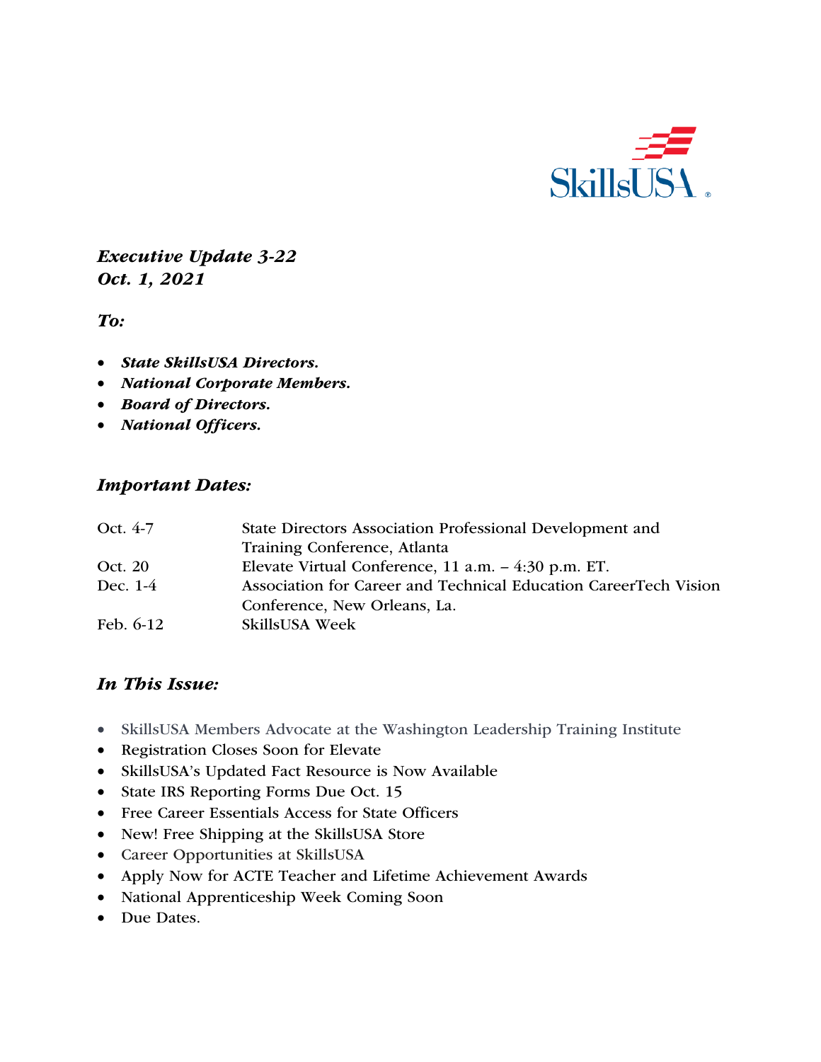*Executive Update 3-22*
*Oct. 1, 2021*

***To:***

- ***State SkillsUSA Directors.***
- ***National Corporate Members.***
- ***Board of Directors.***
- ***National Officers.***

## *Important Dates:*

| | |
|---|---|
| Oct. 4-7 | State Directors Association Professional Development and Training Conference, Atlanta |
| Oct. 20 | Elevate Virtual Conference, 11 a.m. – 4:30 p.m. ET. |
| Dec. 1-4 | Association for Career and Technical Education CareerTech Vision Conference, New Orleans, La. |
| Feb. 6-12 | SkillsUSA Week |

## *In This Issue:*

- SkillsUSA Members Advocate at the Washington Leadership Training Institute
- Registration Closes Soon for Elevate
- SkillsUSA's Updated Fact Resource is Now Available
- State IRS Reporting Forms Due Oct. 15
- Free Career Essentials Access for State Officers
- New! Free Shipping at the SkillsUSA Store
- Career Opportunities at SkillsUSA
- Apply Now for ACTE Teacher and Lifetime Achievement Awards
- National Apprenticeship Week Coming Soon
- Due Dates.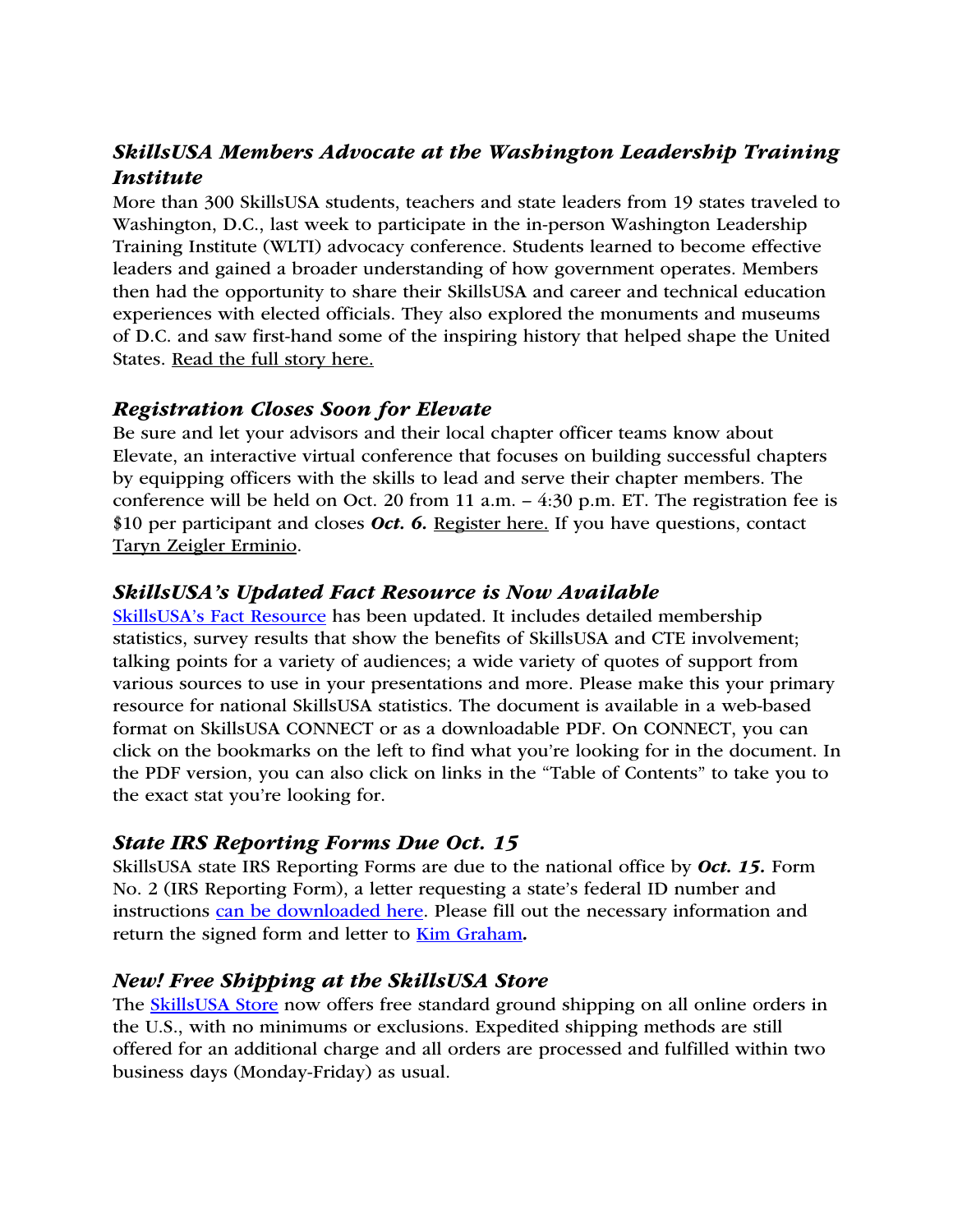### *SkillsUSA Members Advocate at the Washington Leadership Training Institute*

More than 300 SkillsUSA students, teachers and state leaders from 19 states traveled to Washington, D.C., last week to participate in the in-person Washington Leadership Training Institute (WLTI) advocacy conference. Students learned to become effective leaders and gained a broader understanding of how government operates. Members then had the opportunity to share their SkillsUSA and career and technical education experiences with elected officials. They also explored the monuments and museums of D.C. and saw first-hand some of the inspiring history that helped shape the United States. Read the full story here.

### *Registration Closes Soon for Elevate*

Be sure and let your advisors and their local chapter officer teams know about Elevate, an interactive virtual conference that focuses on building successful chapters by equipping officers with the skills to lead and serve their chapter members. The conference will be held on Oct. 20 from 11 a.m. – 4:30 p.m. ET. The registration fee is $10 per participant and closes ***Oct. 6.*** Register here. If you have questions, contact Taryn Zeigler Erminio.

### *SkillsUSA's Updated Fact Resource is Now Available*

SkillsUSA's Fact Resource has been updated. It includes detailed membership statistics, survey results that show the benefits of SkillsUSA and CTE involvement; talking points for a variety of audiences; a wide variety of quotes of support from various sources to use in your presentations and more. Please make this your primary resource for national SkillsUSA statistics. The document is available in a web-based format on SkillsUSA CONNECT or as a downloadable PDF. On CONNECT, you can click on the bookmarks on the left to find what you're looking for in the document. In the PDF version, you can also click on links in the "Table of Contents" to take you to the exact stat you're looking for.

### *State IRS Reporting Forms Due Oct. 15*

SkillsUSA state IRS Reporting Forms are due to the national office by ***Oct. 15.*** Form No. 2 (IRS Reporting Form), a letter requesting a state's federal ID number and instructions can be downloaded here. Please fill out the necessary information and return the signed form and letter to Kim Graham.

### *New! Free Shipping at the SkillsUSA Store*

The SkillsUSA Store now offers free standard ground shipping on all online orders in the U.S., with no minimums or exclusions. Expedited shipping methods are still offered for an additional charge and all orders are processed and fulfilled within two business days (Monday-Friday) as usual.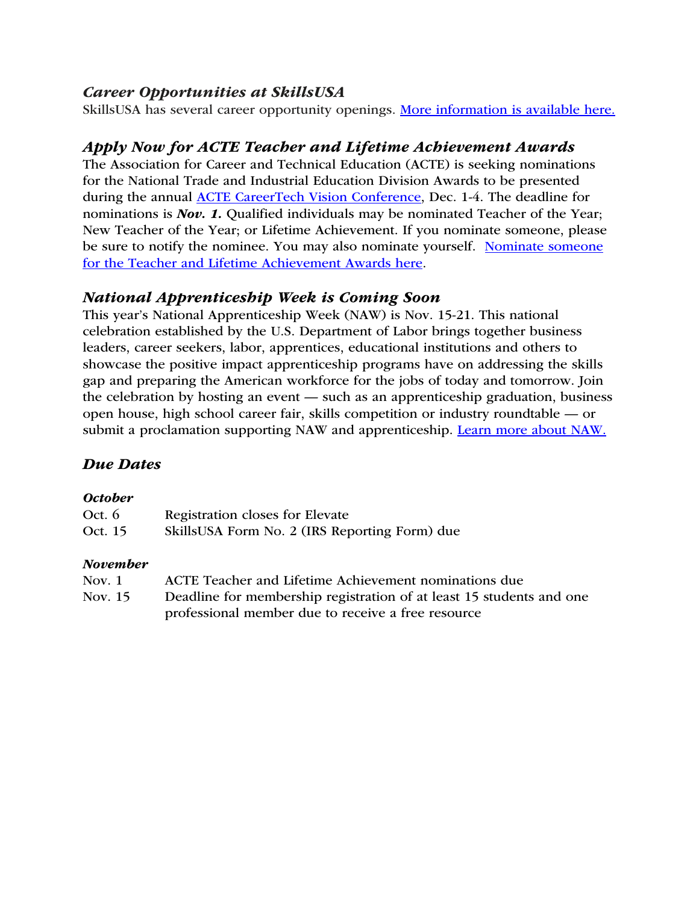### *Career Opportunities at SkillsUSA*

SkillsUSA has several career opportunity openings. More information is available here.

### *Apply Now for ACTE Teacher and Lifetime Achievement Awards*

The Association for Career and Technical Education (ACTE) is seeking nominations for the National Trade and Industrial Education Division Awards to be presented during the annual ACTE CareerTech Vision Conference, Dec. 1-4. The deadline for nominations is ***Nov. 1.*** Qualified individuals may be nominated Teacher of the Year; New Teacher of the Year; or Lifetime Achievement. If you nominate someone, please be sure to notify the nominee. You may also nominate yourself. Nominate someone for the Teacher and Lifetime Achievement Awards here.

### *National Apprenticeship Week is Coming Soon*

This year's National Apprenticeship Week (NAW) is Nov. 15-21. This national celebration established by the U.S. Department of Labor brings together business leaders, career seekers, labor, apprentices, educational institutions and others to showcase the positive impact apprenticeship programs have on addressing the skills gap and preparing the American workforce for the jobs of today and tomorrow. Join the celebration by hosting an event — such as an apprenticeship graduation, business open house, high school career fair, skills competition or industry roundtable — or submit a proclamation supporting NAW and apprenticeship. Learn more about NAW.

### *Due Dates*

***October***

| | |
|---|---|
| Oct. 6 | Registration closes for Elevate |
| Oct. 15 | SkillsUSA Form No. 2 (IRS Reporting Form) due |

***November***

| | |
|---|---|
| Nov. 1 | ACTE Teacher and Lifetime Achievement nominations due |
| Nov. 15 | Deadline for membership registration of at least 15 students and one professional member due to receive a free resource |